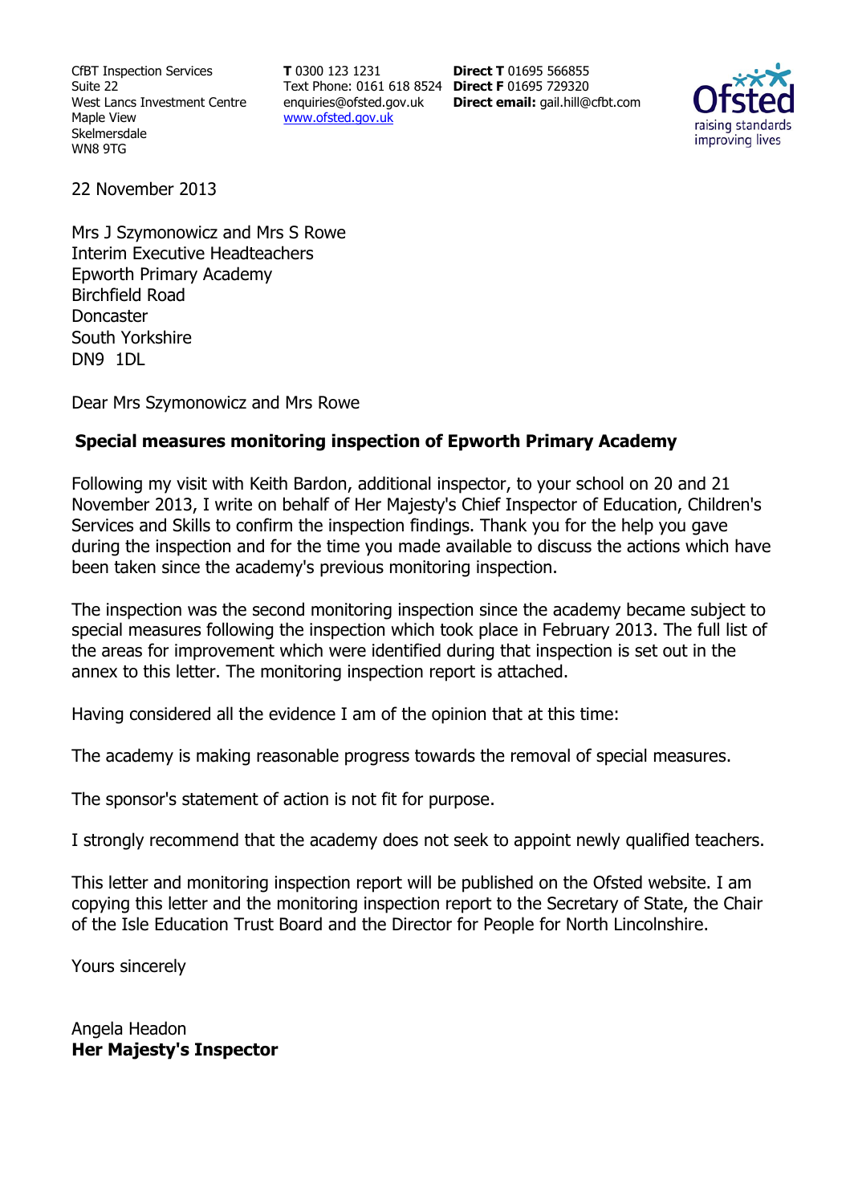CfBT Inspection Services
Suite 22
West Lancs Investment Centre
Maple View
Skelmersdale
WN8 9TG

**T** 0300 123 1231
Text Phone: 0161 618 8524
enquiries@ofsted.gov.uk
www.ofsted.gov.uk

**Direct T** 01695 566855
**Direct F** 01695 729320
**Direct email:** gail.hill@cfbt.com

22 November 2013

Mrs J Szymonowicz and Mrs S Rowe
Interim Executive Headteachers
Epworth Primary Academy
Birchfield Road
Doncaster
South Yorkshire
DN9 1DL

Dear Mrs Szymonowicz and Mrs Rowe

**Special measures monitoring inspection of Epworth Primary Academy**

Following my visit with Keith Bardon, additional inspector, to your school on 20 and 21 November 2013, I write on behalf of Her Majesty's Chief Inspector of Education, Children's Services and Skills to confirm the inspection findings. Thank you for the help you gave during the inspection and for the time you made available to discuss the actions which have been taken since the academy's previous monitoring inspection.

The inspection was the second monitoring inspection since the academy became subject to special measures following the inspection which took place in February 2013. The full list of the areas for improvement which were identified during that inspection is set out in the annex to this letter. The monitoring inspection report is attached.

Having considered all the evidence I am of the opinion that at this time:

The academy is making reasonable progress towards the removal of special measures.

The sponsor's statement of action is not fit for purpose.

I strongly recommend that the academy does not seek to appoint newly qualified teachers.

This letter and monitoring inspection report will be published on the Ofsted website. I am copying this letter and the monitoring inspection report to the Secretary of State, the Chair of the Isle Education Trust Board and the Director for People for North Lincolnshire.

Yours sincerely

Angela Headon
**Her Majesty's Inspector**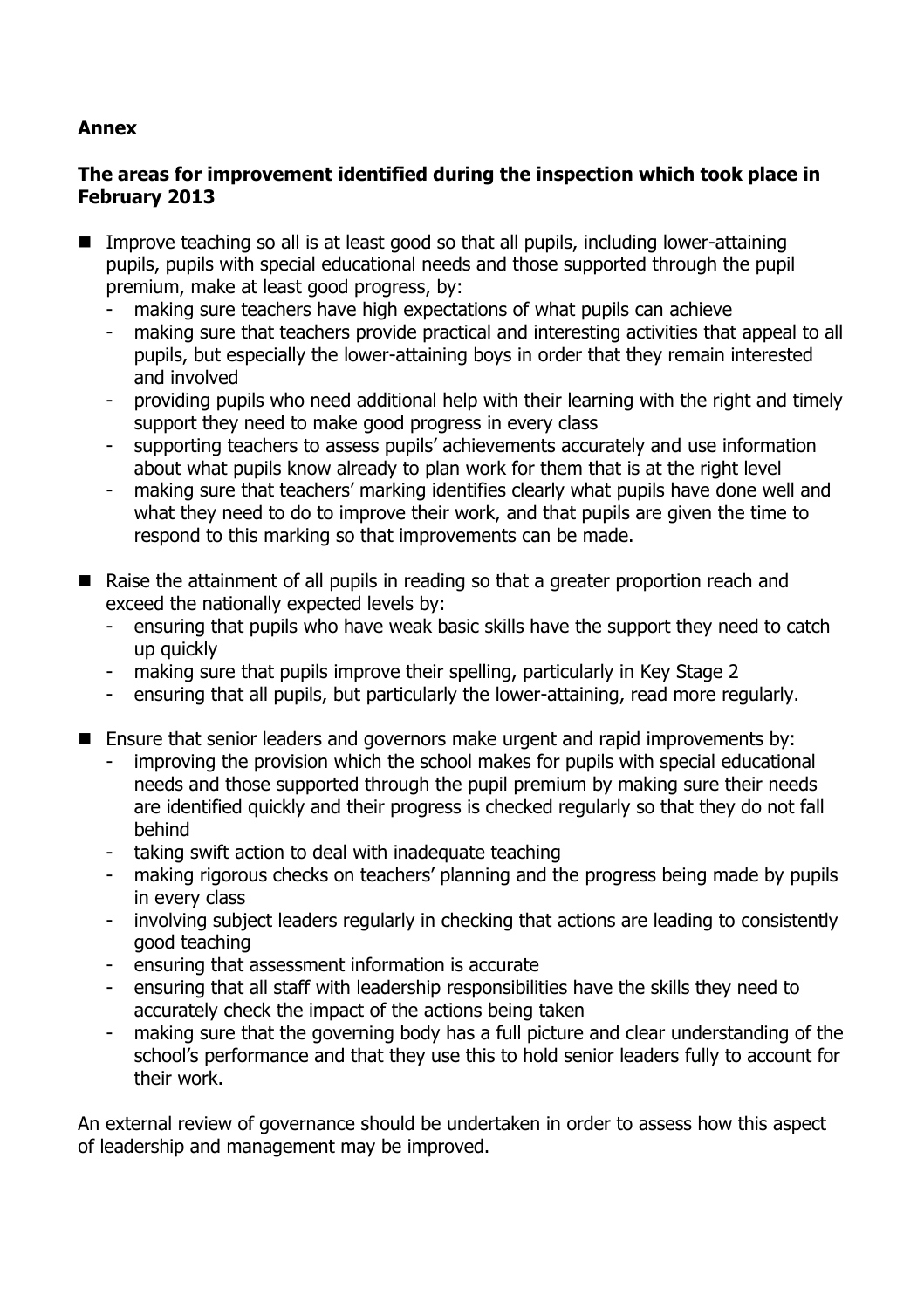**Annex**

**The areas for improvement identified during the inspection which took place in February 2013**

- Improve teaching so all is at least good so that all pupils, including lower-attaining pupils, pupils with special educational needs and those supported through the pupil premium, make at least good progress, by:
  - making sure teachers have high expectations of what pupils can achieve
  - making sure that teachers provide practical and interesting activities that appeal to all pupils, but especially the lower-attaining boys in order that they remain interested and involved
  - providing pupils who need additional help with their learning with the right and timely support they need to make good progress in every class
  - supporting teachers to assess pupils' achievements accurately and use information about what pupils know already to plan work for them that is at the right level
  - making sure that teachers' marking identifies clearly what pupils have done well and what they need to do to improve their work, and that pupils are given the time to respond to this marking so that improvements can be made.

- Raise the attainment of all pupils in reading so that a greater proportion reach and exceed the nationally expected levels by:
  - ensuring that pupils who have weak basic skills have the support they need to catch up quickly
  - making sure that pupils improve their spelling, particularly in Key Stage 2
  - ensuring that all pupils, but particularly the lower-attaining, read more regularly.

- Ensure that senior leaders and governors make urgent and rapid improvements by:
  - improving the provision which the school makes for pupils with special educational needs and those supported through the pupil premium by making sure their needs are identified quickly and their progress is checked regularly so that they do not fall behind
  - taking swift action to deal with inadequate teaching
  - making rigorous checks on teachers' planning and the progress being made by pupils in every class
  - involving subject leaders regularly in checking that actions are leading to consistently good teaching
  - ensuring that assessment information is accurate
  - ensuring that all staff with leadership responsibilities have the skills they need to accurately check the impact of the actions being taken
  - making sure that the governing body has a full picture and clear understanding of the school's performance and that they use this to hold senior leaders fully to account for their work.

An external review of governance should be undertaken in order to assess how this aspect of leadership and management may be improved.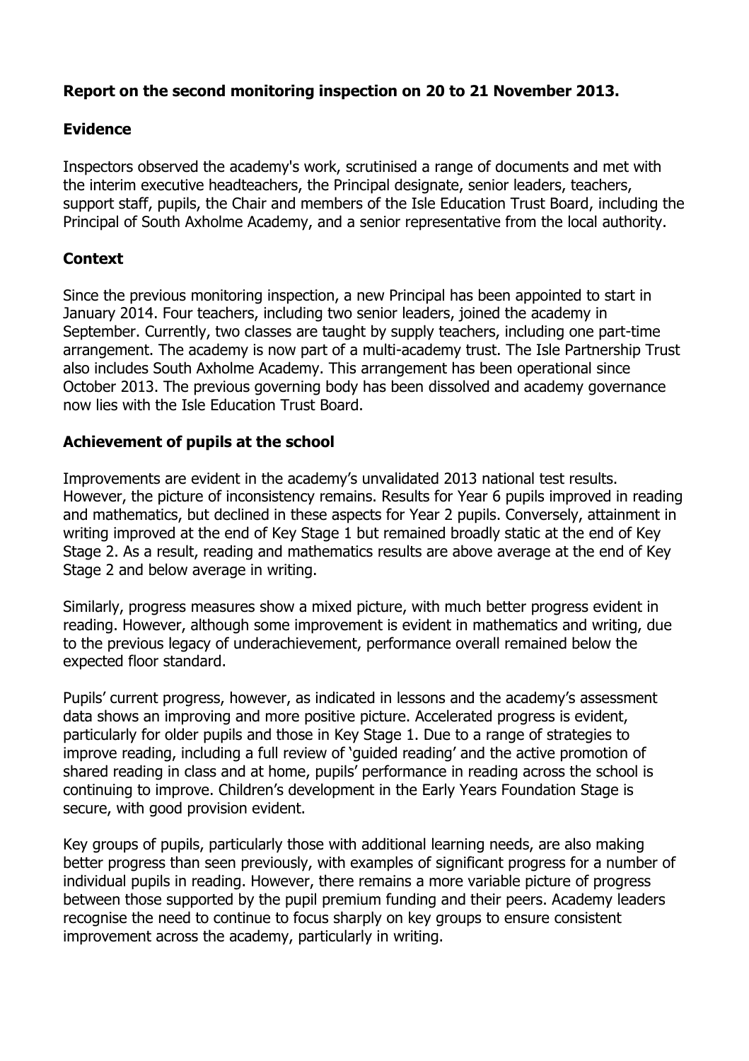**Report on the second monitoring inspection on 20 to 21 November 2013.**

**Evidence**

Inspectors observed the academy's work, scrutinised a range of documents and met with the interim executive headteachers, the Principal designate, senior leaders, teachers, support staff, pupils, the Chair and members of the Isle Education Trust Board, including the Principal of South Axholme Academy, and a senior representative from the local authority.

**Context**

Since the previous monitoring inspection, a new Principal has been appointed to start in January 2014. Four teachers, including two senior leaders, joined the academy in September. Currently, two classes are taught by supply teachers, including one part-time arrangement. The academy is now part of a multi-academy trust. The Isle Partnership Trust also includes South Axholme Academy. This arrangement has been operational since October 2013. The previous governing body has been dissolved and academy governance now lies with the Isle Education Trust Board.

**Achievement of pupils at the school**

Improvements are evident in the academy's unvalidated 2013 national test results. However, the picture of inconsistency remains. Results for Year 6 pupils improved in reading and mathematics, but declined in these aspects for Year 2 pupils. Conversely, attainment in writing improved at the end of Key Stage 1 but remained broadly static at the end of Key Stage 2. As a result, reading and mathematics results are above average at the end of Key Stage 2 and below average in writing.

Similarly, progress measures show a mixed picture, with much better progress evident in reading. However, although some improvement is evident in mathematics and writing, due to the previous legacy of underachievement, performance overall remained below the expected floor standard.

Pupils' current progress, however, as indicated in lessons and the academy's assessment data shows an improving and more positive picture. Accelerated progress is evident, particularly for older pupils and those in Key Stage 1. Due to a range of strategies to improve reading, including a full review of 'guided reading' and the active promotion of shared reading in class and at home, pupils' performance in reading across the school is continuing to improve. Children's development in the Early Years Foundation Stage is secure, with good provision evident.

Key groups of pupils, particularly those with additional learning needs, are also making better progress than seen previously, with examples of significant progress for a number of individual pupils in reading. However, there remains a more variable picture of progress between those supported by the pupil premium funding and their peers. Academy leaders recognise the need to continue to focus sharply on key groups to ensure consistent improvement across the academy, particularly in writing.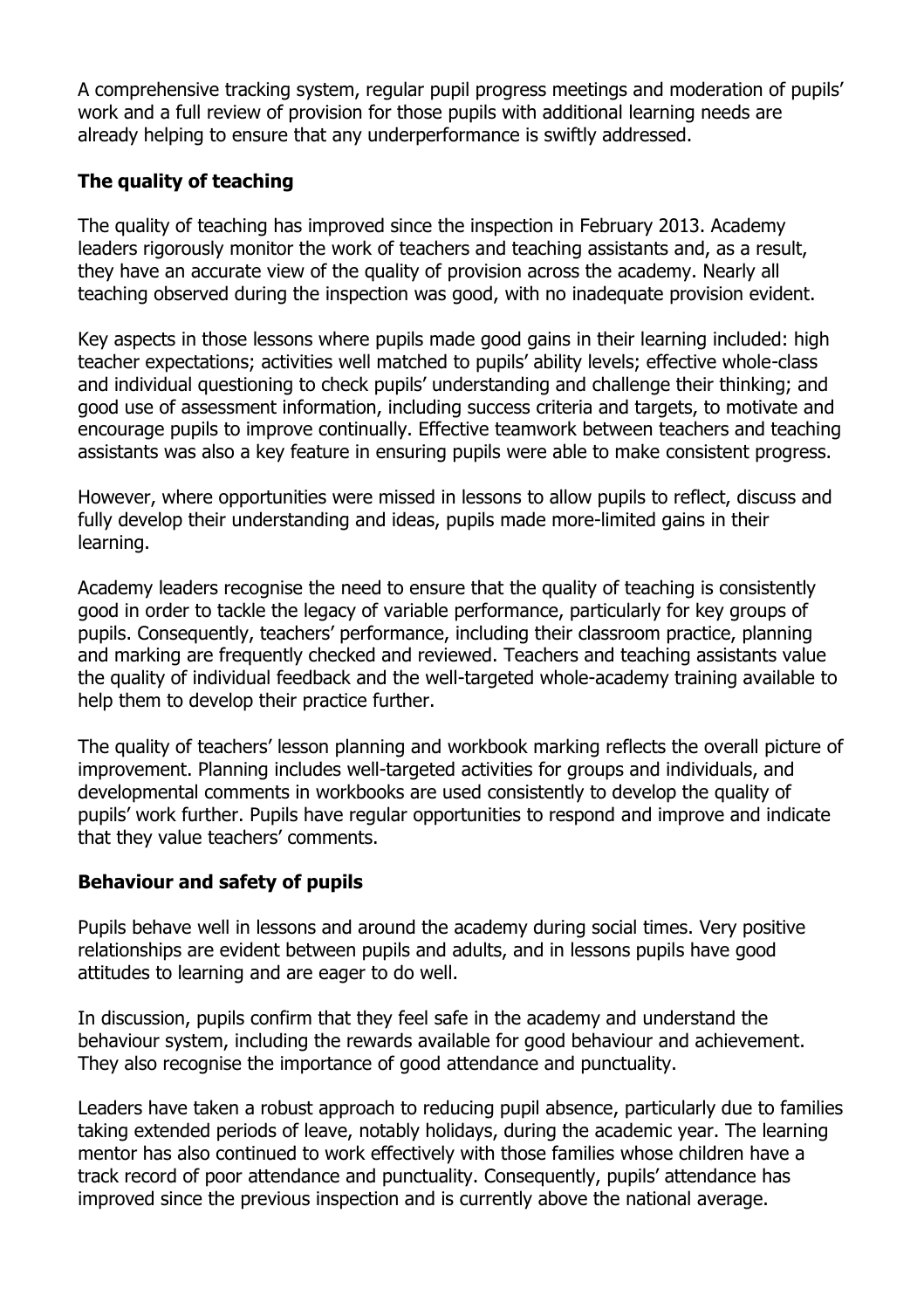A comprehensive tracking system, regular pupil progress meetings and moderation of pupils' work and a full review of provision for those pupils with additional learning needs are already helping to ensure that any underperformance is swiftly addressed.

## The quality of teaching

The quality of teaching has improved since the inspection in February 2013. Academy leaders rigorously monitor the work of teachers and teaching assistants and, as a result, they have an accurate view of the quality of provision across the academy. Nearly all teaching observed during the inspection was good, with no inadequate provision evident.

Key aspects in those lessons where pupils made good gains in their learning included: high teacher expectations; activities well matched to pupils' ability levels; effective whole-class and individual questioning to check pupils' understanding and challenge their thinking; and good use of assessment information, including success criteria and targets, to motivate and encourage pupils to improve continually. Effective teamwork between teachers and teaching assistants was also a key feature in ensuring pupils were able to make consistent progress.

However, where opportunities were missed in lessons to allow pupils to reflect, discuss and fully develop their understanding and ideas, pupils made more-limited gains in their learning.

Academy leaders recognise the need to ensure that the quality of teaching is consistently good in order to tackle the legacy of variable performance, particularly for key groups of pupils. Consequently, teachers' performance, including their classroom practice, planning and marking are frequently checked and reviewed. Teachers and teaching assistants value the quality of individual feedback and the well-targeted whole-academy training available to help them to develop their practice further.

The quality of teachers' lesson planning and workbook marking reflects the overall picture of improvement. Planning includes well-targeted activities for groups and individuals, and developmental comments in workbooks are used consistently to develop the quality of pupils' work further. Pupils have regular opportunities to respond and improve and indicate that they value teachers' comments.

## Behaviour and safety of pupils

Pupils behave well in lessons and around the academy during social times. Very positive relationships are evident between pupils and adults, and in lessons pupils have good attitudes to learning and are eager to do well.

In discussion, pupils confirm that they feel safe in the academy and understand the behaviour system, including the rewards available for good behaviour and achievement. They also recognise the importance of good attendance and punctuality.

Leaders have taken a robust approach to reducing pupil absence, particularly due to families taking extended periods of leave, notably holidays, during the academic year. The learning mentor has also continued to work effectively with those families whose children have a track record of poor attendance and punctuality. Consequently, pupils' attendance has improved since the previous inspection and is currently above the national average.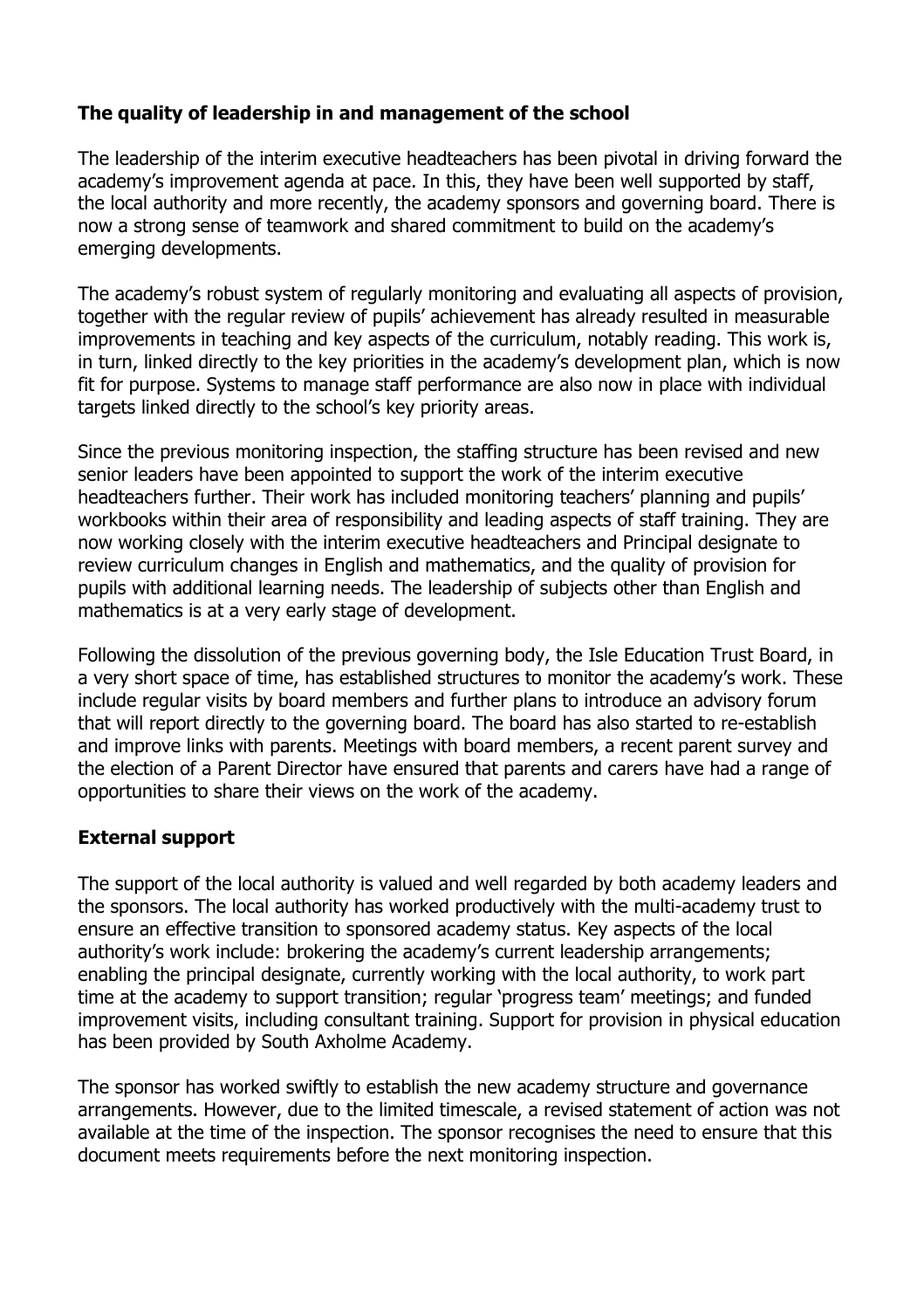## The quality of leadership in and management of the school

The leadership of the interim executive headteachers has been pivotal in driving forward the academy's improvement agenda at pace. In this, they have been well supported by staff, the local authority and more recently, the academy sponsors and governing board. There is now a strong sense of teamwork and shared commitment to build on the academy's emerging developments.

The academy's robust system of regularly monitoring and evaluating all aspects of provision, together with the regular review of pupils' achievement has already resulted in measurable improvements in teaching and key aspects of the curriculum, notably reading. This work is, in turn, linked directly to the key priorities in the academy's development plan, which is now fit for purpose. Systems to manage staff performance are also now in place with individual targets linked directly to the school's key priority areas.

Since the previous monitoring inspection, the staffing structure has been revised and new senior leaders have been appointed to support the work of the interim executive headteachers further. Their work has included monitoring teachers' planning and pupils' workbooks within their area of responsibility and leading aspects of staff training. They are now working closely with the interim executive headteachers and Principal designate to review curriculum changes in English and mathematics, and the quality of provision for pupils with additional learning needs. The leadership of subjects other than English and mathematics is at a very early stage of development.

Following the dissolution of the previous governing body, the Isle Education Trust Board, in a very short space of time, has established structures to monitor the academy's work. These include regular visits by board members and further plans to introduce an advisory forum that will report directly to the governing board. The board has also started to re-establish and improve links with parents. Meetings with board members, a recent parent survey and the election of a Parent Director have ensured that parents and carers have had a range of opportunities to share their views on the work of the academy.

## External support

The support of the local authority is valued and well regarded by both academy leaders and the sponsors. The local authority has worked productively with the multi-academy trust to ensure an effective transition to sponsored academy status. Key aspects of the local authority's work include: brokering the academy's current leadership arrangements; enabling the principal designate, currently working with the local authority, to work part time at the academy to support transition; regular 'progress team' meetings; and funded improvement visits, including consultant training. Support for provision in physical education has been provided by South Axholme Academy.

The sponsor has worked swiftly to establish the new academy structure and governance arrangements. However, due to the limited timescale, a revised statement of action was not available at the time of the inspection. The sponsor recognises the need to ensure that this document meets requirements before the next monitoring inspection.